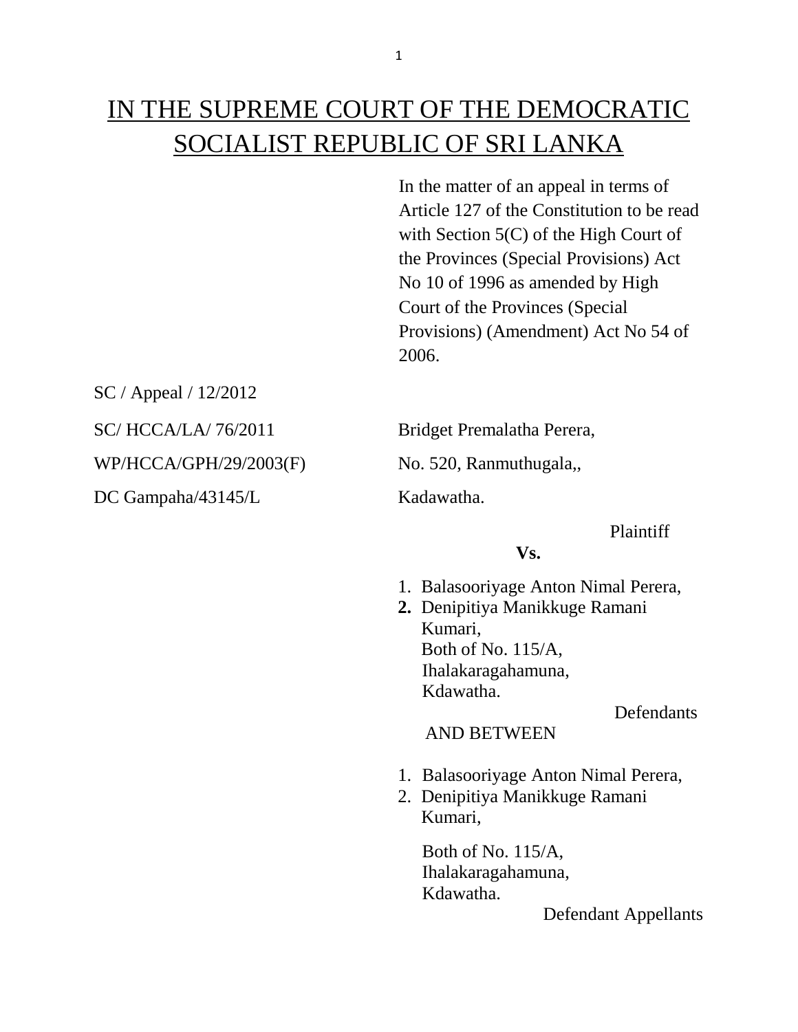# IN THE SUPREME COURT OF THE DEMOCRATIC SOCIALIST REPUBLIC OF SRI LANKA

In the matter of an appeal in terms of Article 127 of the Constitution to be read with Section 5(C) of the High Court of the Provinces (Special Provisions) Act No 10 of 1996 as amended by High Court of the Provinces (Special Provisions) (Amendment) Act No 54 of 2006.

SC / Appeal / 12/2012

SC/ HCCA/LA/ 76/2011

WP/HCCA/GPH/29/2003(F)

DC Gampaha/43145/L

Bridget Premalatha Perera,
No. 520, Ranmuthugala,,
Kadawatha.

Plaintiff

**Vs.**

1. Balasooriyage Anton Nimal Perera,
2. Denipitiya Manikkuge Ramani Kumari,
   Both of No. 115/A,
   Ihalakaragahamuna,
   Kdawatha.

Defendants

AND BETWEEN

1. Balasooriyage Anton Nimal Perera,
2. Denipitiya Manikkuge Ramani Kumari,

   Both of No. 115/A,
   Ihalakaragahamuna,
   Kdawatha.

Defendant Appellants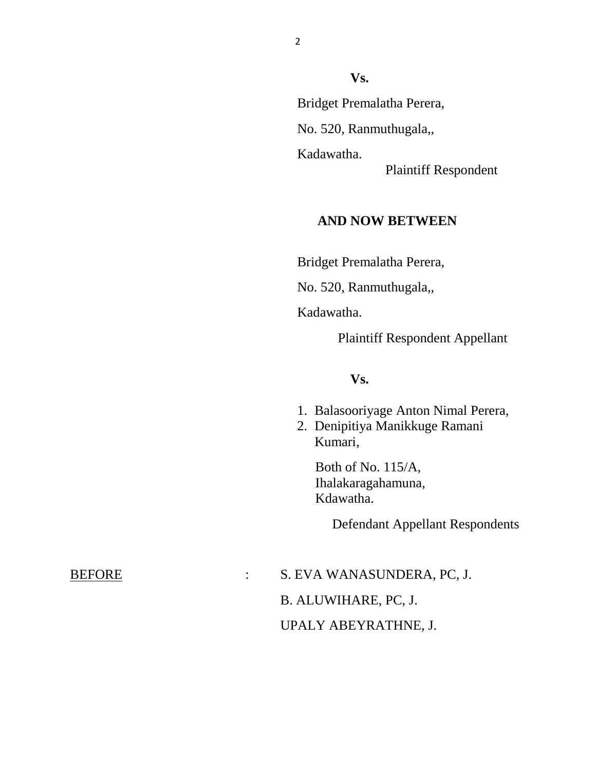**Vs.**

Bridget Premalatha Perera,

No. 520, Ranmuthugala,,

Kadawatha.

Plaintiff Respondent

**AND NOW BETWEEN**

Bridget Premalatha Perera,

No. 520, Ranmuthugala,,

Kadawatha.

Plaintiff Respondent Appellant

**Vs.**

1. Balasooriyage Anton Nimal Perera,
2. Denipitiya Manikkuge Ramani Kumari,

Both of No. 115/A,
Ihalakaragahamuna,
Kdawatha.

Defendant Appellant Respondents

BEFORE : S. EVA WANASUNDERA, PC, J.

B. ALUWIHARE, PC, J.

UPALY ABEYRATHNE, J.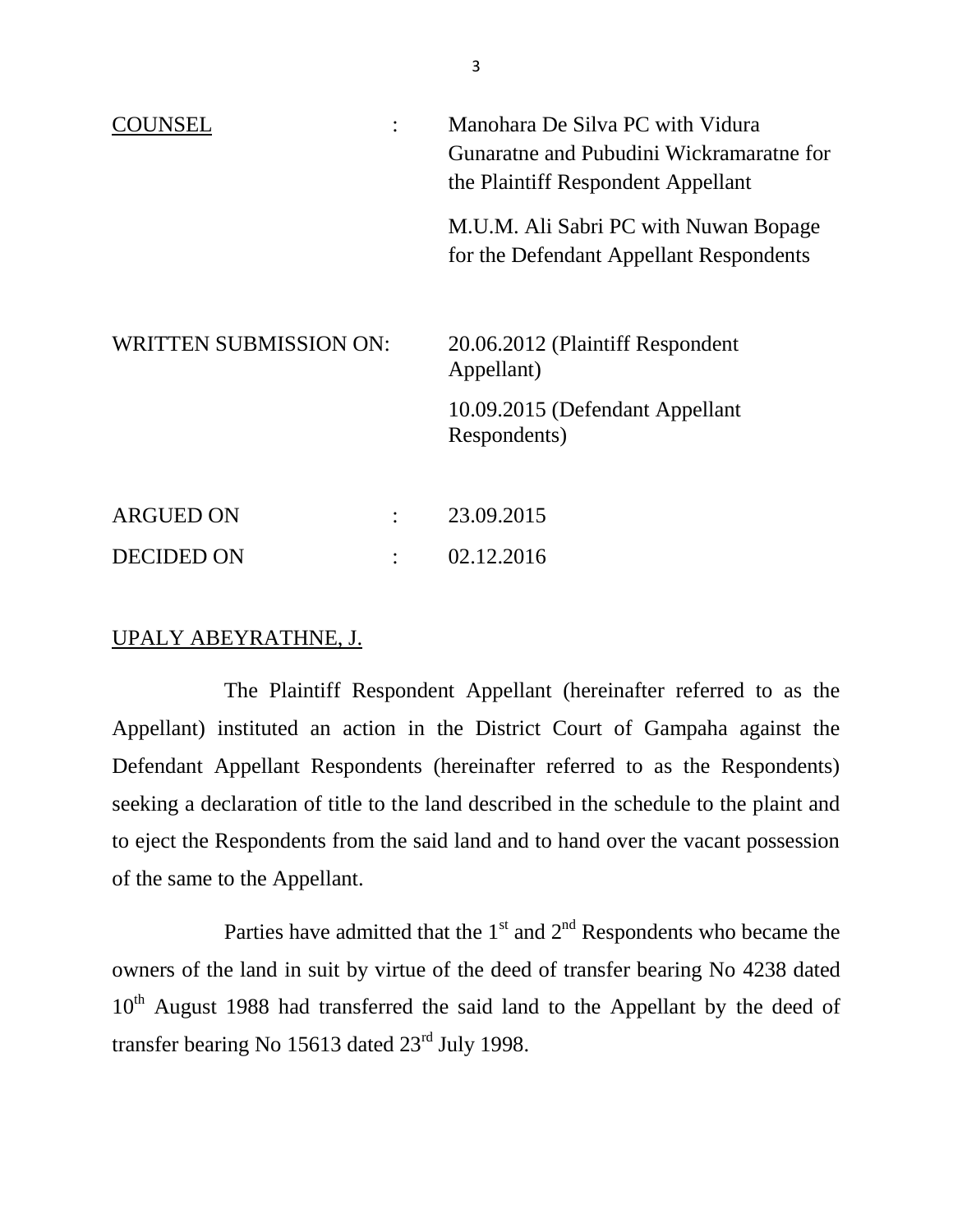| | | |
|---|---|---|
| <u>COUNSEL</u> | : | Manohara De Silva PC with Vidura Gunaratne and Pubudini Wickramaratne for the Plaintiff Respondent Appellant |
| | | M.U.M. Ali Sabri PC with Nuwan Bopage for the Defendant Appellant Respondents |
| WRITTEN SUBMISSION ON: | | 20.06.2012 (Plaintiff Respondent Appellant) |
| | | 10.09.2015 (Defendant Appellant Respondents) |
| ARGUED ON | : | 23.09.2015 |
| DECIDED ON | : | 02.12.2016 |

<u>UPALY ABEYRATHNE, J.</u>

The Plaintiff Respondent Appellant (hereinafter referred to as the Appellant) instituted an action in the District Court of Gampaha against the Defendant Appellant Respondents (hereinafter referred to as the Respondents) seeking a declaration of title to the land described in the schedule to the plaint and to eject the Respondents from the said land and to hand over the vacant possession of the same to the Appellant.

Parties have admitted that the 1st and 2nd Respondents who became the owners of the land in suit by virtue of the deed of transfer bearing No 4238 dated 10th August 1988 had transferred the said land to the Appellant by the deed of transfer bearing No 15613 dated 23rd July 1998.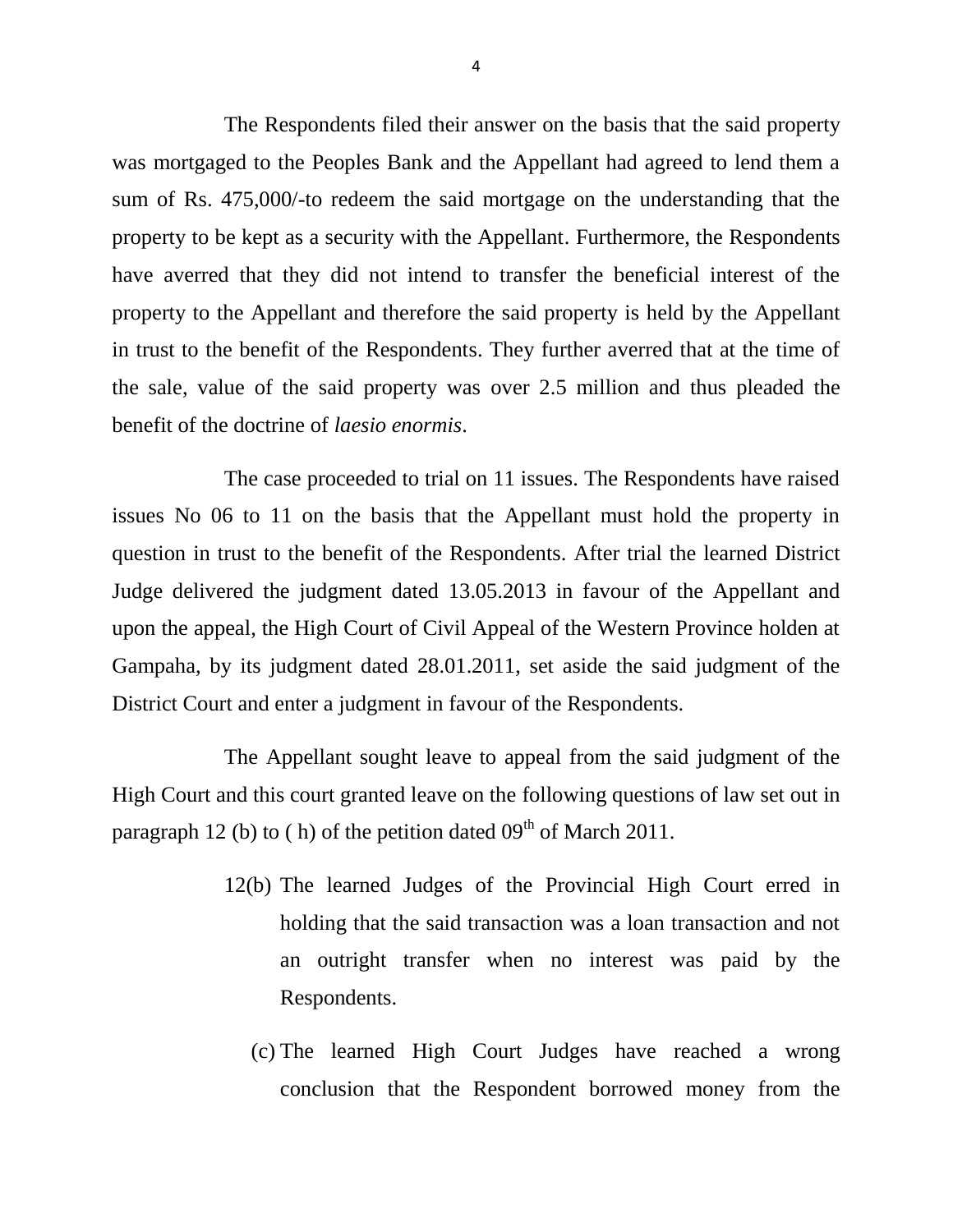The Respondents filed their answer on the basis that the said property was mortgaged to the Peoples Bank and the Appellant had agreed to lend them a sum of Rs. 475,000/-to redeem the said mortgage on the understanding that the property to be kept as a security with the Appellant. Furthermore, the Respondents have averred that they did not intend to transfer the beneficial interest of the property to the Appellant and therefore the said property is held by the Appellant in trust to the benefit of the Respondents. They further averred that at the time of the sale, value of the said property was over 2.5 million and thus pleaded the benefit of the doctrine of *laesio enormis*.

The case proceeded to trial on 11 issues. The Respondents have raised issues No 06 to 11 on the basis that the Appellant must hold the property in question in trust to the benefit of the Respondents. After trial the learned District Judge delivered the judgment dated 13.05.2013 in favour of the Appellant and upon the appeal, the High Court of Civil Appeal of the Western Province holden at Gampaha, by its judgment dated 28.01.2011, set aside the said judgment of the District Court and enter a judgment in favour of the Respondents.

The Appellant sought leave to appeal from the said judgment of the High Court and this court granted leave on the following questions of law set out in paragraph 12 (b) to ( h) of the petition dated 09th of March 2011.

12(b) The learned Judges of the Provincial High Court erred in holding that the said transaction was a loan transaction and not an outright transfer when no interest was paid by the Respondents.

(c) The learned High Court Judges have reached a wrong conclusion that the Respondent borrowed money from the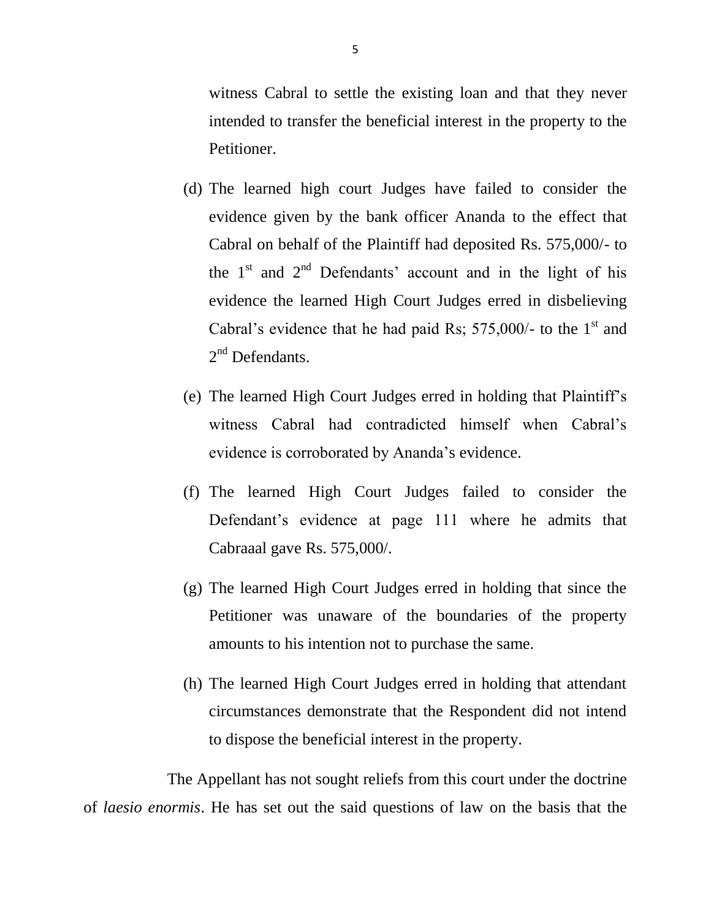witness Cabral to settle the existing loan and that they never intended to transfer the beneficial interest in the property to the Petitioner.

(d) The learned high court Judges have failed to consider the evidence given by the bank officer Ananda to the effect that Cabral on behalf of the Plaintiff had deposited Rs. 575,000/- to the 1st and 2nd Defendants' account and in the light of his evidence the learned High Court Judges erred in disbelieving Cabral's evidence that he had paid Rs; 575,000/- to the 1st and 2nd Defendants.

(e) The learned High Court Judges erred in holding that Plaintiff's witness Cabral had contradicted himself when Cabral's evidence is corroborated by Ananda's evidence.

(f) The learned High Court Judges failed to consider the Defendant's evidence at page 111 where he admits that Cabraaal gave Rs. 575,000/.

(g) The learned High Court Judges erred in holding that since the Petitioner was unaware of the boundaries of the property amounts to his intention not to purchase the same.

(h) The learned High Court Judges erred in holding that attendant circumstances demonstrate that the Respondent did not intend to dispose the beneficial interest in the property.

The Appellant has not sought reliefs from this court under the doctrine of *laesio enormis*. He has set out the said questions of law on the basis that the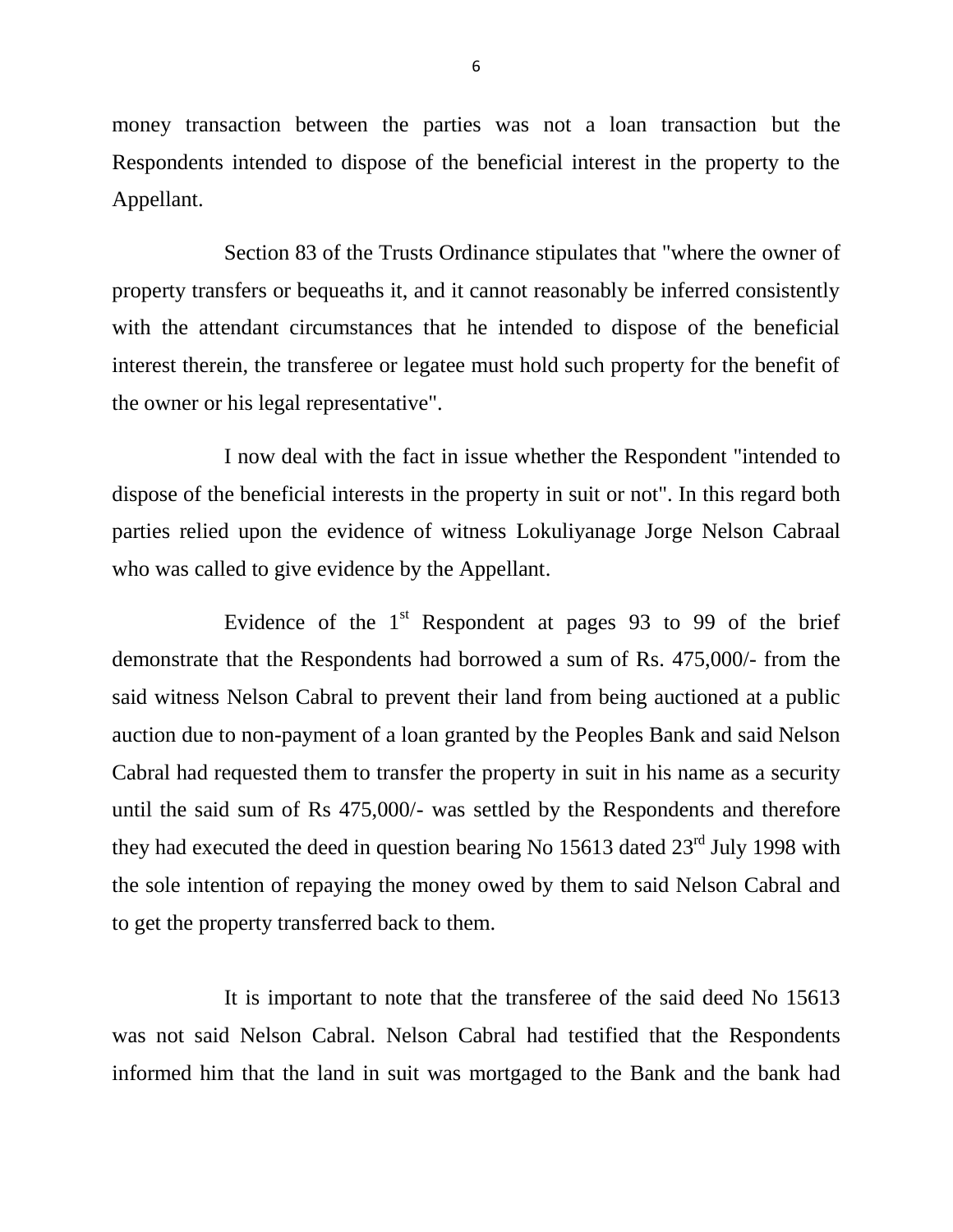money transaction between the parties was not a loan transaction but the Respondents intended to dispose of the beneficial interest in the property to the Appellant.

Section 83 of the Trusts Ordinance stipulates that "where the owner of property transfers or bequeaths it, and it cannot reasonably be inferred consistently with the attendant circumstances that he intended to dispose of the beneficial interest therein, the transferee or legatee must hold such property for the benefit of the owner or his legal representative".

I now deal with the fact in issue whether the Respondent "intended to dispose of the beneficial interests in the property in suit or not". In this regard both parties relied upon the evidence of witness Lokuliyanage Jorge Nelson Cabraal who was called to give evidence by the Appellant.

Evidence of the 1st Respondent at pages 93 to 99 of the brief demonstrate that the Respondents had borrowed a sum of Rs. 475,000/- from the said witness Nelson Cabral to prevent their land from being auctioned at a public auction due to non-payment of a loan granted by the Peoples Bank and said Nelson Cabral had requested them to transfer the property in suit in his name as a security until the said sum of Rs 475,000/- was settled by the Respondents and therefore they had executed the deed in question bearing No 15613 dated 23rd July 1998 with the sole intention of repaying the money owed by them to said Nelson Cabral and to get the property transferred back to them.

It is important to note that the transferee of the said deed No 15613 was not said Nelson Cabral. Nelson Cabral had testified that the Respondents informed him that the land in suit was mortgaged to the Bank and the bank had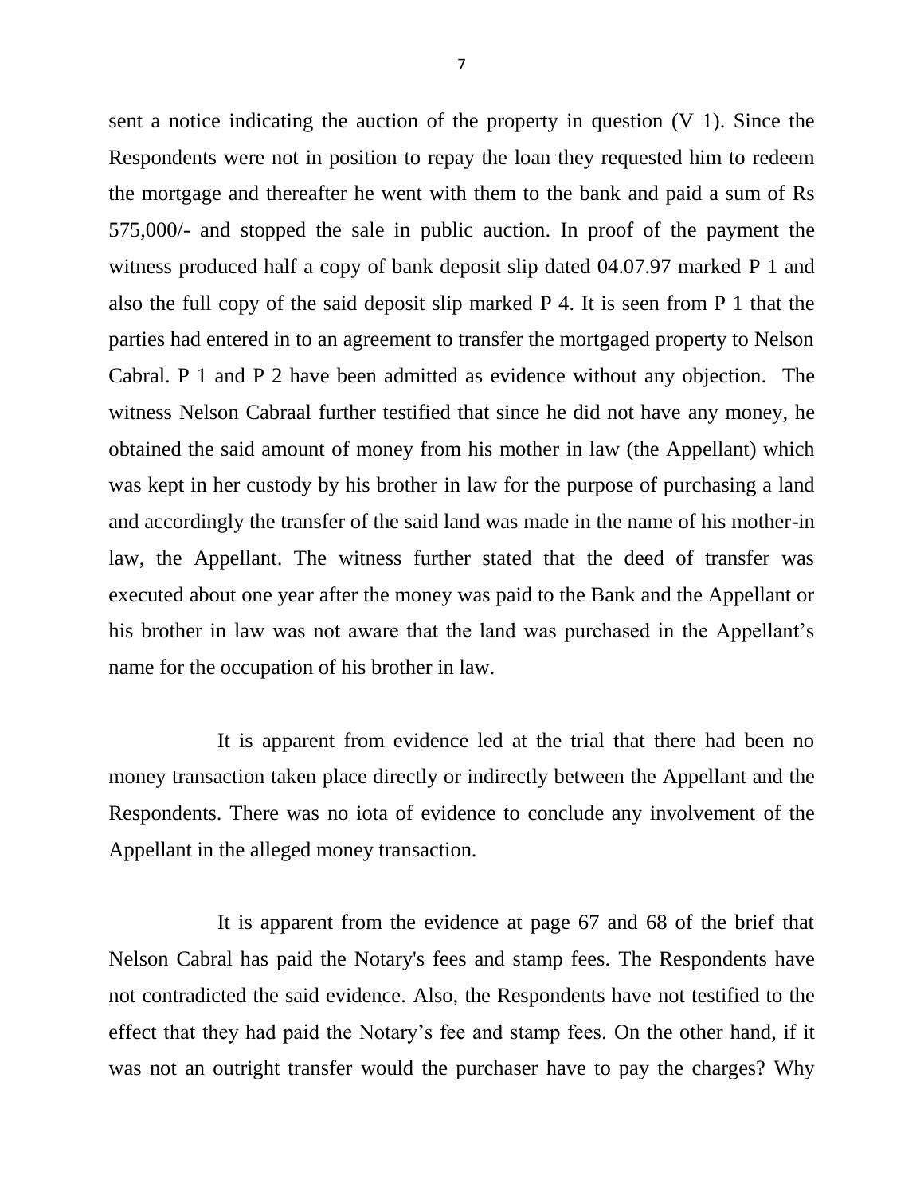sent a notice indicating the auction of the property in question (V 1). Since the Respondents were not in position to repay the loan they requested him to redeem the mortgage and thereafter he went with them to the bank and paid a sum of Rs 575,000/- and stopped the sale in public auction. In proof of the payment the witness produced half a copy of bank deposit slip dated 04.07.97 marked P 1 and also the full copy of the said deposit slip marked P 4. It is seen from P 1 that the parties had entered in to an agreement to transfer the mortgaged property to Nelson Cabral. P 1 and P 2 have been admitted as evidence without any objection. The witness Nelson Cabraal further testified that since he did not have any money, he obtained the said amount of money from his mother in law (the Appellant) which was kept in her custody by his brother in law for the purpose of purchasing a land and accordingly the transfer of the said land was made in the name of his mother-in law, the Appellant. The witness further stated that the deed of transfer was executed about one year after the money was paid to the Bank and the Appellant or his brother in law was not aware that the land was purchased in the Appellant's name for the occupation of his brother in law.

It is apparent from evidence led at the trial that there had been no money transaction taken place directly or indirectly between the Appellant and the Respondents. There was no iota of evidence to conclude any involvement of the Appellant in the alleged money transaction.

It is apparent from the evidence at page 67 and 68 of the brief that Nelson Cabral has paid the Notary's fees and stamp fees. The Respondents have not contradicted the said evidence. Also, the Respondents have not testified to the effect that they had paid the Notary's fee and stamp fees. On the other hand, if it was not an outright transfer would the purchaser have to pay the charges? Why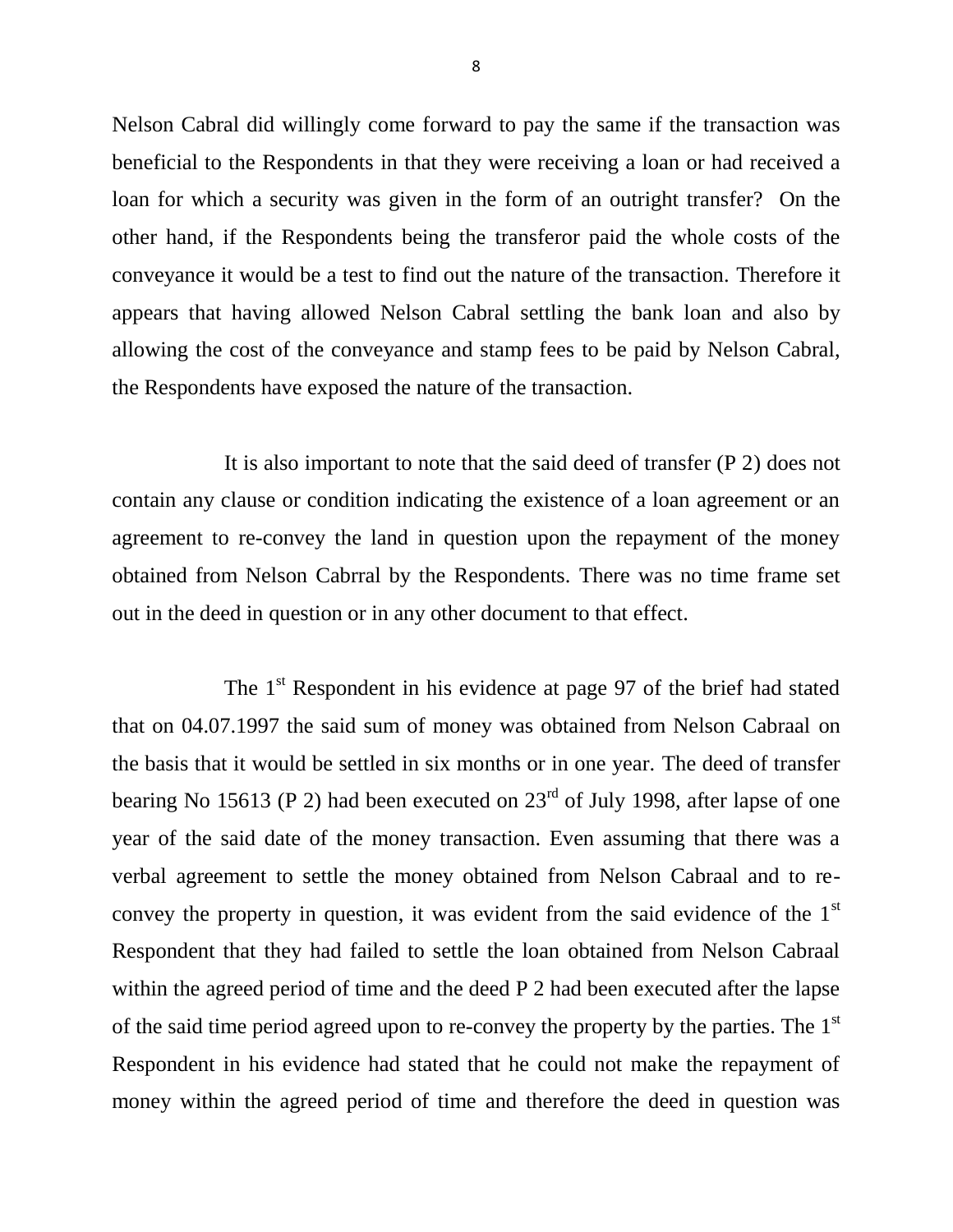Nelson Cabral did willingly come forward to pay the same if the transaction was beneficial to the Respondents in that they were receiving a loan or had received a loan for which a security was given in the form of an outright transfer? On the other hand, if the Respondents being the transferor paid the whole costs of the conveyance it would be a test to find out the nature of the transaction. Therefore it appears that having allowed Nelson Cabral settling the bank loan and also by allowing the cost of the conveyance and stamp fees to be paid by Nelson Cabral, the Respondents have exposed the nature of the transaction.

It is also important to note that the said deed of transfer (P 2) does not contain any clause or condition indicating the existence of a loan agreement or an agreement to re-convey the land in question upon the repayment of the money obtained from Nelson Cabrral by the Respondents. There was no time frame set out in the deed in question or in any other document to that effect.

The 1st Respondent in his evidence at page 97 of the brief had stated that on 04.07.1997 the said sum of money was obtained from Nelson Cabraal on the basis that it would be settled in six months or in one year. The deed of transfer bearing No 15613 (P 2) had been executed on 23rd of July 1998, after lapse of one year of the said date of the money transaction. Even assuming that there was a verbal agreement to settle the money obtained from Nelson Cabraal and to re-convey the property in question, it was evident from the said evidence of the 1st Respondent that they had failed to settle the loan obtained from Nelson Cabraal within the agreed period of time and the deed P 2 had been executed after the lapse of the said time period agreed upon to re-convey the property by the parties. The 1st Respondent in his evidence had stated that he could not make the repayment of money within the agreed period of time and therefore the deed in question was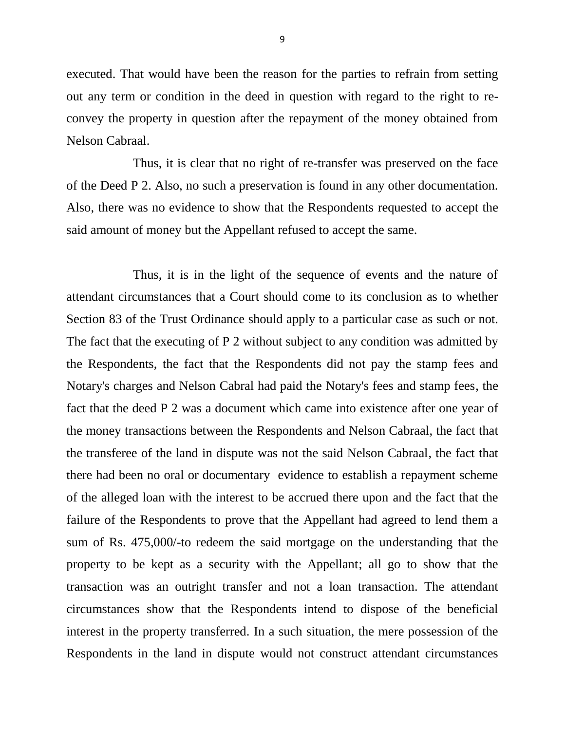executed. That would have been the reason for the parties to refrain from setting out any term or condition in the deed in question with regard to the right to re-convey the property in question after the repayment of the money obtained from Nelson Cabraal.

Thus, it is clear that no right of re-transfer was preserved on the face of the Deed P 2. Also, no such a preservation is found in any other documentation. Also, there was no evidence to show that the Respondents requested to accept the said amount of money but the Appellant refused to accept the same.

Thus, it is in the light of the sequence of events and the nature of attendant circumstances that a Court should come to its conclusion as to whether Section 83 of the Trust Ordinance should apply to a particular case as such or not. The fact that the executing of P 2 without subject to any condition was admitted by the Respondents, the fact that the Respondents did not pay the stamp fees and Notary's charges and Nelson Cabral had paid the Notary's fees and stamp fees, the fact that the deed P 2 was a document which came into existence after one year of the money transactions between the Respondents and Nelson Cabraal, the fact that the transferee of the land in dispute was not the said Nelson Cabraal, the fact that there had been no oral or documentary evidence to establish a repayment scheme of the alleged loan with the interest to be accrued there upon and the fact that the failure of the Respondents to prove that the Appellant had agreed to lend them a sum of Rs. 475,000/-to redeem the said mortgage on the understanding that the property to be kept as a security with the Appellant; all go to show that the transaction was an outright transfer and not a loan transaction. The attendant circumstances show that the Respondents intend to dispose of the beneficial interest in the property transferred. In a such situation, the mere possession of the Respondents in the land in dispute would not construct attendant circumstances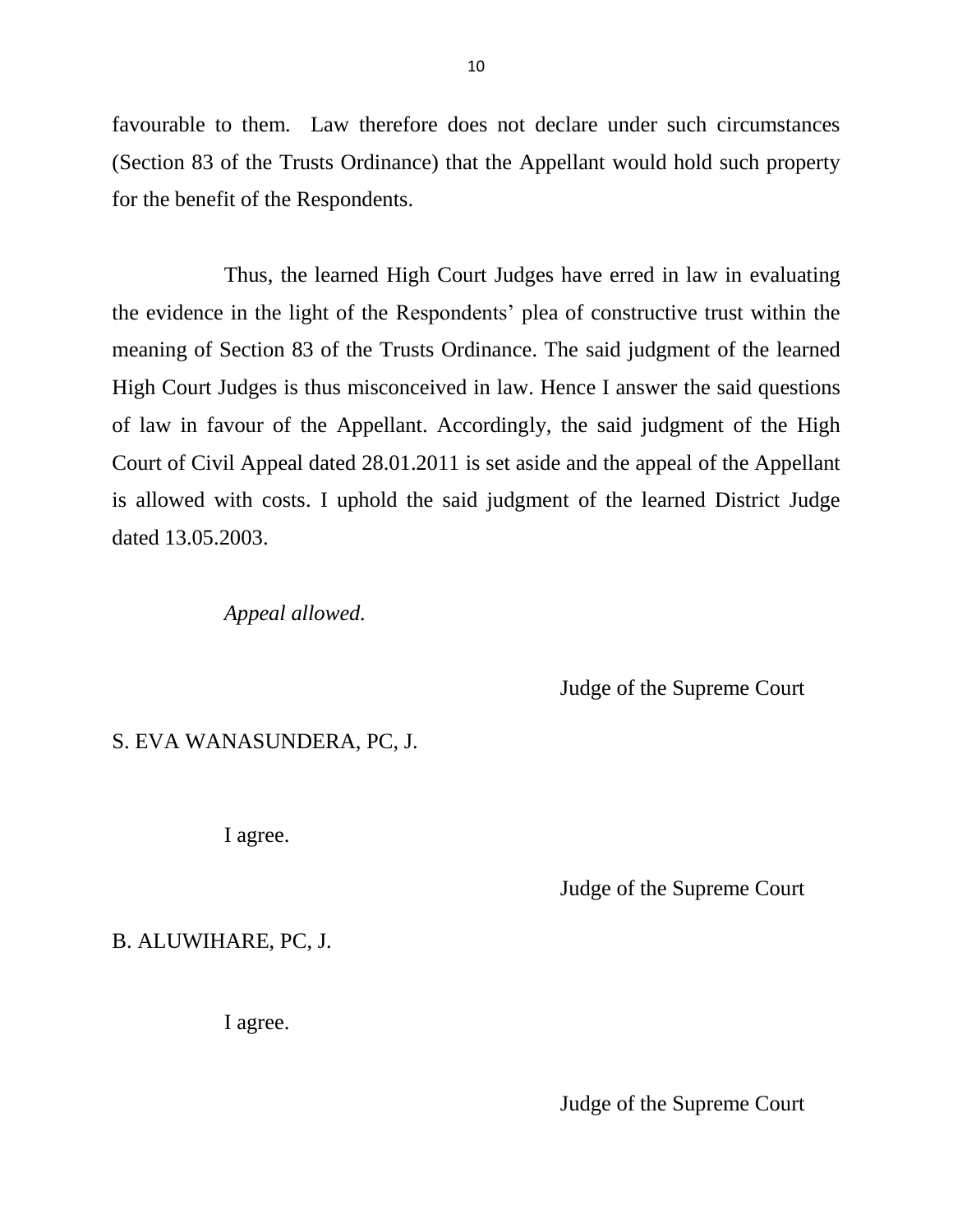favourable to them. Law therefore does not declare under such circumstances (Section 83 of the Trusts Ordinance) that the Appellant would hold such property for the benefit of the Respondents.

Thus, the learned High Court Judges have erred in law in evaluating the evidence in the light of the Respondents' plea of constructive trust within the meaning of Section 83 of the Trusts Ordinance. The said judgment of the learned High Court Judges is thus misconceived in law. Hence I answer the said questions of law in favour of the Appellant. Accordingly, the said judgment of the High Court of Civil Appeal dated 28.01.2011 is set aside and the appeal of the Appellant is allowed with costs. I uphold the said judgment of the learned District Judge dated 13.05.2003.

*Appeal allowed.*

Judge of the Supreme Court

S. EVA WANASUNDERA, PC, J.

I agree.

Judge of the Supreme Court

B. ALUWIHARE, PC, J.

I agree.

Judge of the Supreme Court